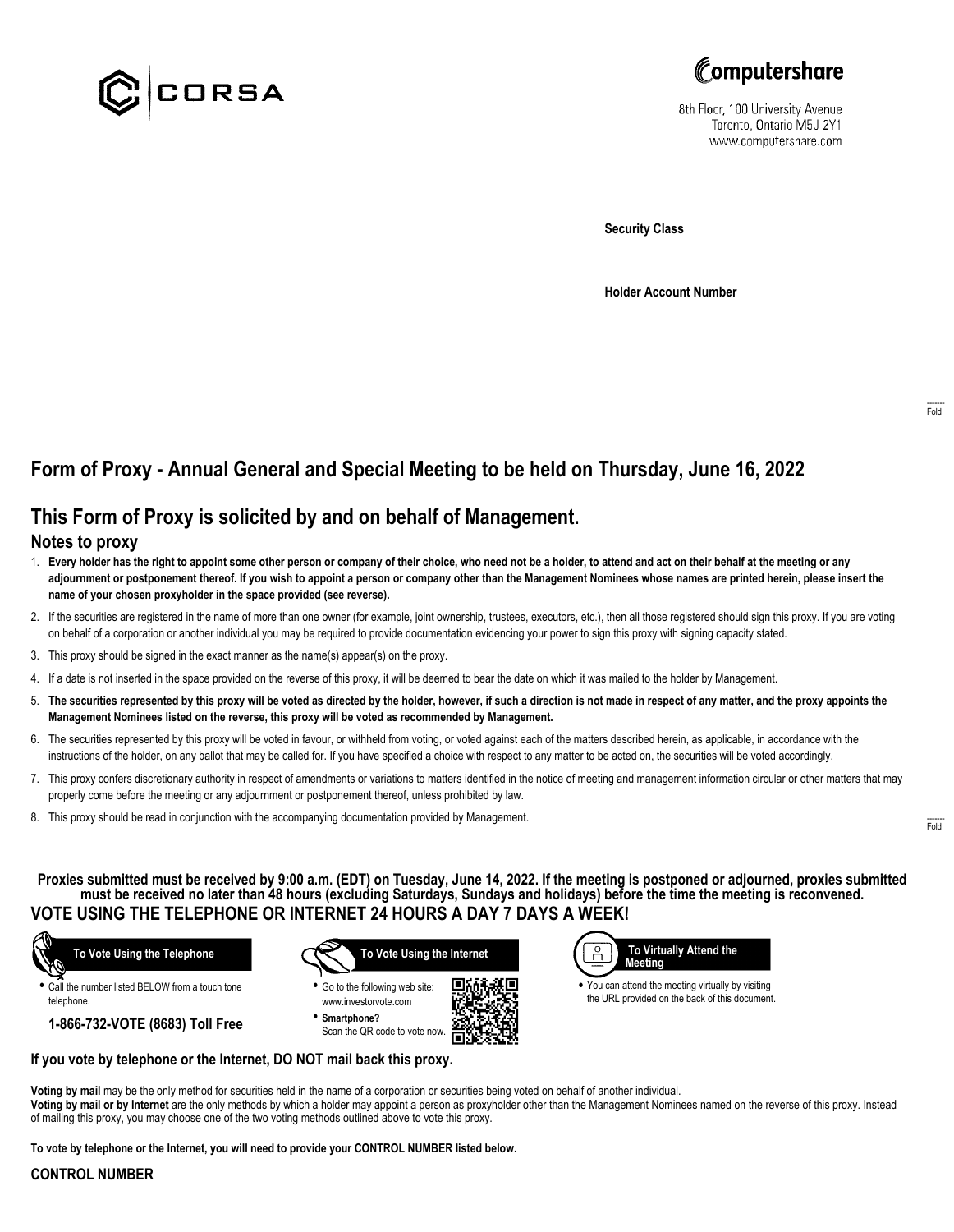CORSA

Computershare

8th Floor, 100 University Avenue
Toronto, Ontario M5J 2Y1
www.computershare.com

**Security Class**

**Holder Account Number**

Fold

# Form of Proxy - Annual General and Special Meeting to be held on Thursday, June 16, 2022

## This Form of Proxy is solicited by and on behalf of Management.

### Notes to proxy

1. **Every holder has the right to appoint some other person or company of their choice, who need not be a holder, to attend and act on their behalf at the meeting or any adjournment or postponement thereof. If you wish to appoint a person or company other than the Management Nominees whose names are printed herein, please insert the name of your chosen proxyholder in the space provided (see reverse).**
2. If the securities are registered in the name of more than one owner (for example, joint ownership, trustees, executors, etc.), then all those registered should sign this proxy. If you are voting on behalf of a corporation or another individual you may be required to provide documentation evidencing your power to sign this proxy with signing capacity stated.
3. This proxy should be signed in the exact manner as the name(s) appear(s) on the proxy.
4. If a date is not inserted in the space provided on the reverse of this proxy, it will be deemed to bear the date on which it was mailed to the holder by Management.
5. **The securities represented by this proxy will be voted as directed by the holder, however, if such a direction is not made in respect of any matter, and the proxy appoints the Management Nominees listed on the reverse, this proxy will be voted as recommended by Management.**
6. The securities represented by this proxy will be voted in favour, or withheld from voting, or voted against each of the matters described herein, as applicable, in accordance with the instructions of the holder, on any ballot that may be called for. If you have specified a choice with respect to any matter to be acted on, the securities will be voted accordingly.
7. This proxy confers discretionary authority in respect of amendments or variations to matters identified in the notice of meeting and management information circular or other matters that may properly come before the meeting or any adjournment or postponement thereof, unless prohibited by law.
8. This proxy should be read in conjunction with the accompanying documentation provided by Management.

Fold

**Proxies submitted must be received by 9:00 a.m. (EDT) on Tuesday, June 14, 2022. If the meeting is postponed or adjourned, proxies submitted must be received no later than 48 hours (excluding Saturdays, Sundays and holidays) before the time the meeting is reconvened.**

## VOTE USING THE TELEPHONE OR INTERNET 24 HOURS A DAY 7 DAYS A WEEK!

**To Vote Using the Telephone**

- Call the number listed BELOW from a touch tone telephone.

**1-866-732-VOTE (8683) Toll Free**

**To Vote Using the Internet**

- Go to the following web site: www.investorvote.com
- **Smartphone?** Scan the QR code to vote now.

**To Virtually Attend the Meeting**

- You can attend the meeting virtually by visiting the URL provided on the back of this document.

**If you vote by telephone or the Internet, DO NOT mail back this proxy.**

**Voting by mail** may be the only method for securities held in the name of a corporation or securities being voted on behalf of another individual.
**Voting by mail or by Internet** are the only methods by which a holder may appoint a person as proxyholder other than the Management Nominees named on the reverse of this proxy. Instead of mailing this proxy, you may choose one of the two voting methods outlined above to vote this proxy.

**To vote by telephone or the Internet, you will need to provide your CONTROL NUMBER listed below.**

**CONTROL NUMBER**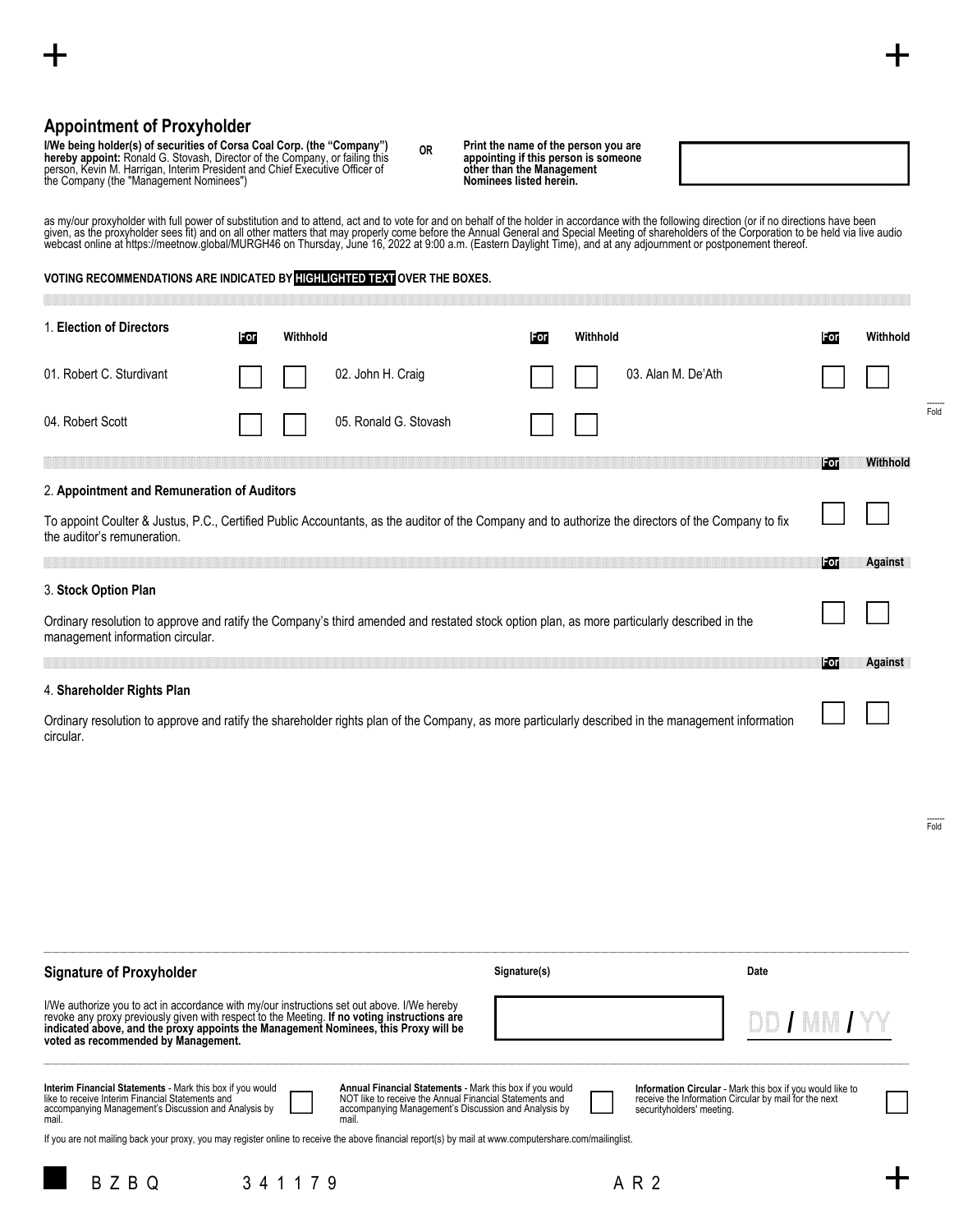## Appointment of Proxyholder

**I/We being holder(s) of securities of Corsa Coal Corp. (the "Company") hereby appoint:** Ronald G. Stovash, Director of the Company, or failing this person, Kevin M. Harrigan, Interim President and Chief Executive Officer of the Company (the "Management Nominees")

**OR**

**Print the name of the person you are appointing if this person is someone other than the Management Nominees listed herein.**

as my/our proxyholder with full power of substitution and to attend, act and to vote for and on behalf of the holder in accordance with the following direction (or if no directions have been given, as the proxyholder sees fit) and on all other matters that may properly come before the Annual General and Special Meeting of shareholders of the Corporation to be held via live audio webcast online at https://meetnow.global/MURGH46 on Thursday, June 16, 2022 at 9:00 a.m. (Eastern Daylight Time), and at any adjournment or postponement thereof.

**VOTING RECOMMENDATIONS ARE INDICATED BY HIGHLIGHTED TEXT OVER THE BOXES.**

### 1. Election of Directors

| | For | Withhold | | For | Withhold | | For | Withhold |
|---|---|---|---|---|---|---|---|---|
| 01. Robert C. Sturdivant | ☐ | ☐ | 02. John H. Craig | ☐ | ☐ | 03. Alan M. De'Ath | ☐ | ☐ |
| 04. Robert Scott | ☐ | ☐ | 05. Ronald G. Stovash | ☐ | ☐ | | | |

### 2. Appointment and Remuneration of Auditors

| | For | Withhold |
|---|---|---|
| To appoint Coulter & Justus, P.C., Certified Public Accountants, as the auditor of the Company and to authorize the directors of the Company to fix the auditor's remuneration. | ☐ | ☐ |

### 3. Stock Option Plan

| | For | Against |
|---|---|---|
| Ordinary resolution to approve and ratify the Company's third amended and restated stock option plan, as more particularly described in the management information circular. | ☐ | ☐ |

### 4. Shareholder Rights Plan

| | For | Against |
|---|---|---|
| Ordinary resolution to approve and ratify the shareholder rights plan of the Company, as more particularly described in the management information circular. | ☐ | ☐ |

## Signature of Proxyholder

I/We authorize you to act in accordance with my/our instructions set out above. I/We hereby revoke any proxy previously given with respect to the Meeting. **If no voting instructions are indicated above, and the proxy appoints the Management Nominees, this Proxy will be voted as recommended by Management.**

**Signature(s)**

**Date**

DD / MM / YY

**Interim Financial Statements** - Mark this box if you would like to receive Interim Financial Statements and accompanying Management's Discussion and Analysis by mail. ☐

**Annual Financial Statements** - Mark this box if you would NOT like to receive the Annual Financial Statements and accompanying Management's Discussion and Analysis by mail. ☐

**Information Circular** - Mark this box if you would like to receive the Information Circular by mail for the next securityholders' meeting. ☐

If you are not mailing back your proxy, you may register online to receive the above financial report(s) by mail at www.computershare.com/mailinglist.

B Z B Q 3 4 1 1 7 9 A R 2